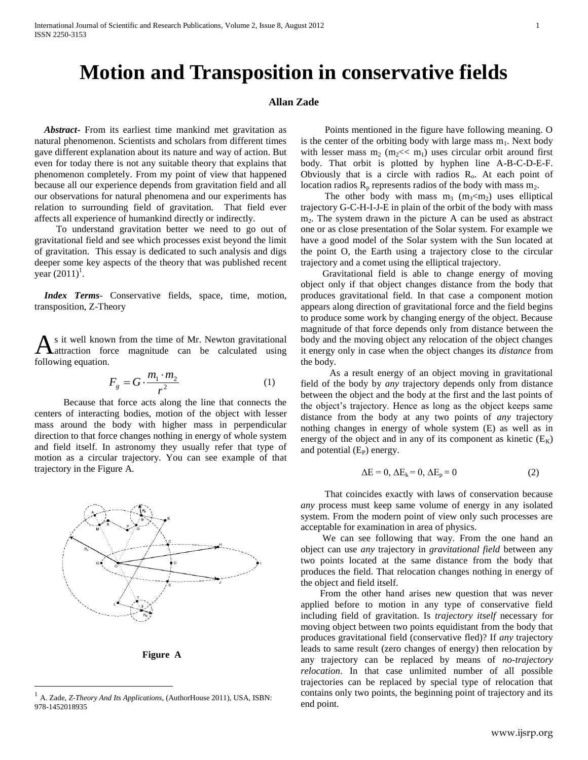# Motion and Transposition in conservative fields

**Allan Zade**

***Abstract-*** From its earliest time mankind met gravitation as natural phenomenon. Scientists and scholars from different times gave different explanation about its nature and way of action. But even for today there is not any suitable theory that explains that phenomenon completely. From my point of view that happened because all our experience depends from gravitation field and all our observations for natural phenomena and our experiments has relation to surrounding field of gravitation. That field ever affects all experience of humankind directly or indirectly.

To understand gravitation better we need to go out of gravitational field and see which processes exist beyond the limit of gravitation. This essay is dedicated to such analysis and digs deeper some key aspects of the theory that was published recent year (2011)[1].

***Index Terms***- Conservative fields, space, time, motion, transposition, Z-Theory

As it well known from the time of Mr. Newton gravitational attraction force magnitude can be calculated using following equation.

$$F_g = G \cdot \frac{m_1 \cdot m_2}{r^2} \qquad (1)$$

Because that force acts along the line that connects the centers of interacting bodies, motion of the object with lesser mass around the body with higher mass in perpendicular direction to that force changes nothing in energy of whole system and field itself. In astronomy they usually refer that type of motion as a circular trajectory. You can see example of that trajectory in the Figure A.

**Figure A**

Points mentioned in the figure have following meaning. O is the center of the orbiting body with large mass $m_1$. Next body with lesser mass $m_2$ ($m_2 << m_1$) uses circular orbit around first body. That orbit is plotted by hyphen line A-B-C-D-E-F. Obviously that is a circle with radios $R_o$. At each point of location radios $R_p$ represents radios of the body with mass $m_2$.

The other body with mass $m_3$ ($m_3 < m_2$) uses elliptical trajectory G-C-H-I-J-E in plain of the orbit of the body with mass $m_2$. The system drawn in the picture A can be used as abstract one or as close presentation of the Solar system. For example we have a good model of the Solar system with the Sun located at the point O, the Earth using a trajectory close to the circular trajectory and a comet using the elliptical trajectory.

Gravitational field is able to change energy of moving object only if that object changes distance from the body that produces gravitational field. In that case a component motion appears along direction of gravitational force and the field begins to produce some work by changing energy of the object. Because magnitude of that force depends only from distance between the body and the moving object any relocation of the object changes it energy only in case when the object changes its *distance* from the body.

As a result energy of an object moving in gravitational field of the body by *any* trajectory depends only from distance between the object and the body at the first and the last points of the object's trajectory. Hence as long as the object keeps same distance from the body at any two points of *any* trajectory nothing changes in energy of whole system (E) as well as in energy of the object and in any of its component as kinetic ($E_K$) and potential ($E_P$) energy.

$$\Delta E = 0,\ \Delta E_k = 0,\ \Delta E_p = 0 \qquad (2)$$

That coincides exactly with laws of conservation because *any* process must keep same volume of energy in any isolated system. From the modern point of view only such processes are acceptable for examination in area of physics.

We can see following that way. From the one hand an object can use *any* trajectory in *gravitational field* between any two points located at the same distance from the body that produces the field. That relocation changes nothing in energy of the object and field itself.

From the other hand arises new question that was never applied before to motion in any type of conservative field including field of gravitation. Is *trajectory itself* necessary for moving object between two points equidistant from the body that produces gravitational field (conservative fled)? If *any* trajectory leads to same result (zero changes of energy) then relocation by any trajectory can be replaced by means of *no-trajectory relocation*. In that case unlimited number of all possible trajectories can be replaced by special type of relocation that contains only two points, the beginning point of trajectory and its end point.

[1] A. Zade, *Z-Theory And Its Applications*, (AuthorHouse 2011), USA, ISBN: 978-1452018935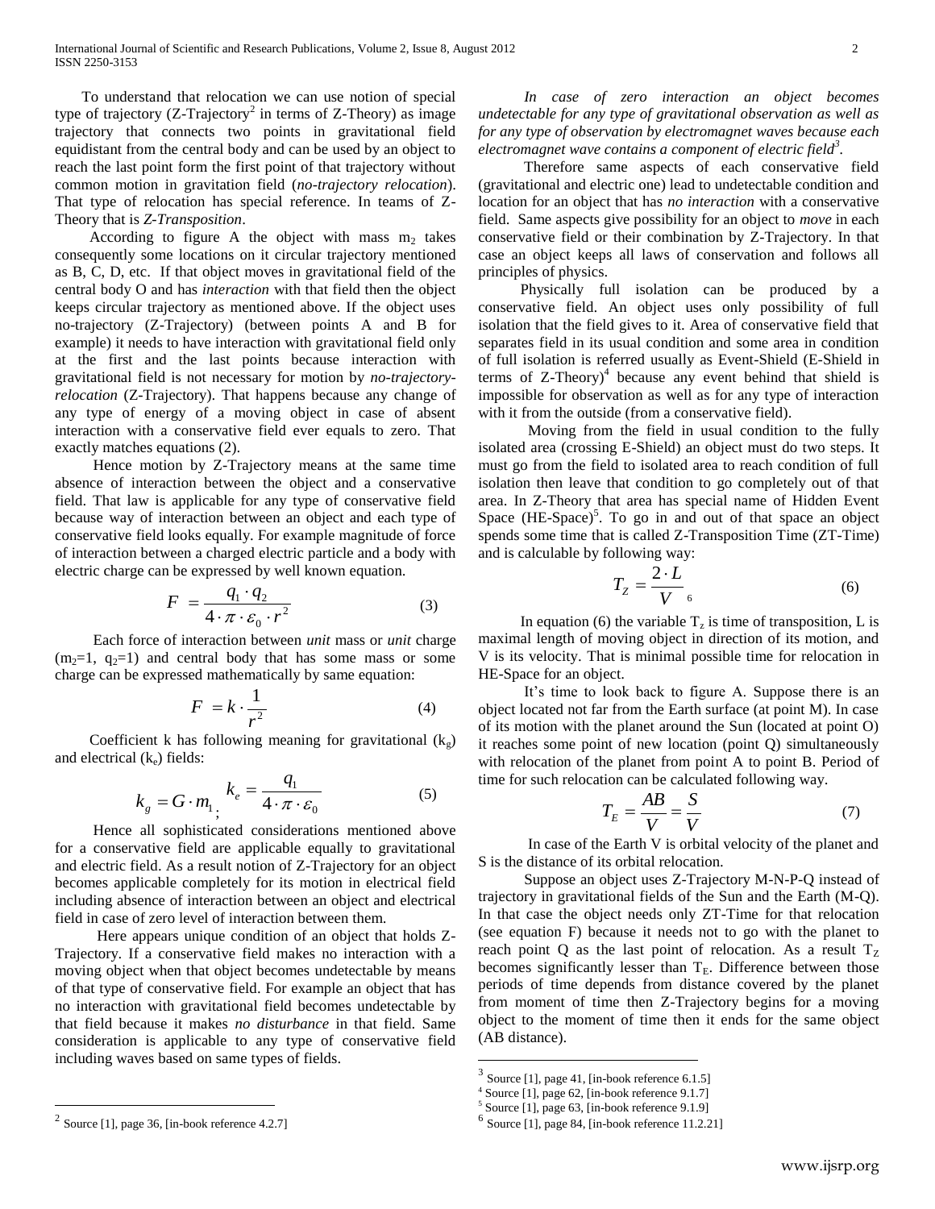To understand that relocation we can use notion of special type of trajectory (Z-Trajectory[2] in terms of Z-Theory) as image trajectory that connects two points in gravitational field equidistant from the central body and can be used by an object to reach the last point form the first point of that trajectory without common motion in gravitation field (*no-trajectory relocation*). That type of relocation has special reference. In teams of Z-Theory that is *Z-Transposition*.

According to figure A the object with mass $m_2$ takes consequently some locations on it circular trajectory mentioned as B, C, D, etc. If that object moves in gravitational field of the central body O and has *interaction* with that field then the object keeps circular trajectory as mentioned above. If the object uses no-trajectory (Z-Trajectory) (between points A and B for example) it needs to have interaction with gravitational field only at the first and the last points because interaction with gravitational field is not necessary for motion by *no-trajectory-relocation* (Z-Trajectory). That happens because any change of any type of energy of a moving object in case of absent interaction with a conservative field ever equals to zero. That exactly matches equations (2).

Hence motion by Z-Trajectory means at the same time absence of interaction between the object and a conservative field. That law is applicable for any type of conservative field because way of interaction between an object and each type of conservative field looks equally. For example magnitude of force of interaction between a charged electric particle and a body with electric charge can be expressed by well known equation.

$$F = \frac{q_1 \cdot q_2}{4 \cdot \pi \cdot \varepsilon_0 \cdot r^2} \tag{3}$$

Each force of interaction between *unit* mass or *unit* charge ($m_2$=1, $q_2$=1) and central body that has some mass or some charge can be expressed mathematically by same equation:

$$F = k \cdot \frac{1}{r^2} \tag{4}$$

Coefficient k has following meaning for gravitational ($k_g$) and electrical ($k_e$) fields:

$$k_g = G \cdot m_1; \quad k_e = \frac{q_1}{4 \cdot \pi \cdot \varepsilon_0} \tag{5}$$

Hence all sophisticated considerations mentioned above for a conservative field are applicable equally to gravitational and electric field. As a result notion of Z-Trajectory for an object becomes applicable completely for its motion in electrical field including absence of interaction between an object and electrical field in case of zero level of interaction between them.

Here appears unique condition of an object that holds Z-Trajectory. If a conservative field makes no interaction with a moving object when that object becomes undetectable by means of that type of conservative field. For example an object that has no interaction with gravitational field becomes undetectable by that field because it makes *no disturbance* in that field. Same consideration is applicable to any type of conservative field including waves based on same types of fields.

*In case of zero interaction an object becomes undetectable for any type of gravitational observation as well as for any type of observation by electromagnet waves because each electromagnet wave contains a component of electric field*[3].

Therefore same aspects of each conservative field (gravitational and electric one) lead to undetectable condition and location for an object that has *no interaction* with a conservative field. Same aspects give possibility for an object to *move* in each conservative field or their combination by Z-Trajectory. In that case an object keeps all laws of conservation and follows all principles of physics.

Physically full isolation can be produced by a conservative field. An object uses only possibility of full isolation that the field gives to it. Area of conservative field that separates field in its usual condition and some area in condition of full isolation is referred usually as Event-Shield (E-Shield in terms of Z-Theory)[4] because any event behind that shield is impossible for observation as well as for any type of interaction with it from the outside (from a conservative field).

Moving from the field in usual condition to the fully isolated area (crossing E-Shield) an object must do two steps. It must go from the field to isolated area to reach condition of full isolation then leave that condition to go completely out of that area. In Z-Theory that area has special name of Hidden Event Space (HE-Space)[5]. To go in and out of that space an object spends some time that is called Z-Transposition Time (ZT-Time) and is calculable by following way:

$$T_Z = \frac{2 \cdot L}{V} \text{ [6]} \tag{6}$$

In equation (6) the variable $T_z$ is time of transposition, L is maximal length of moving object in direction of its motion, and V is its velocity. That is minimal possible time for relocation in HE-Space for an object.

It's time to look back to figure A. Suppose there is an object located not far from the Earth surface (at point M). In case of its motion with the planet around the Sun (located at point O) it reaches some point of new location (point Q) simultaneously with relocation of the planet from point A to point B. Period of time for such relocation can be calculated following way.

$$T_E = \frac{AB}{V} = \frac{S}{V} \tag{7}$$

In case of the Earth V is orbital velocity of the planet and S is the distance of its orbital relocation.

Suppose an object uses Z-Trajectory M-N-P-Q instead of trajectory in gravitational fields of the Sun and the Earth (M-Q). In that case the object needs only ZT-Time for that relocation (see equation F) because it needs not to go with the planet to reach point Q as the last point of relocation. As a result $T_Z$ becomes significantly lesser than $T_E$. Difference between those periods of time depends from distance covered by the planet from moment of time then Z-Trajectory begins for a moving object to the moment of time then it ends for the same object (AB distance).

---

[2] Source [1], page 36, [in-book reference 4.2.7]

[3] Source [1], page 41, [in-book reference 6.1.5]

[4] Source [1], page 62, [in-book reference 9.1.7]

[5] Source [1], page 63, [in-book reference 9.1.9]

[6] Source [1], page 84, [in-book reference 11.2.21]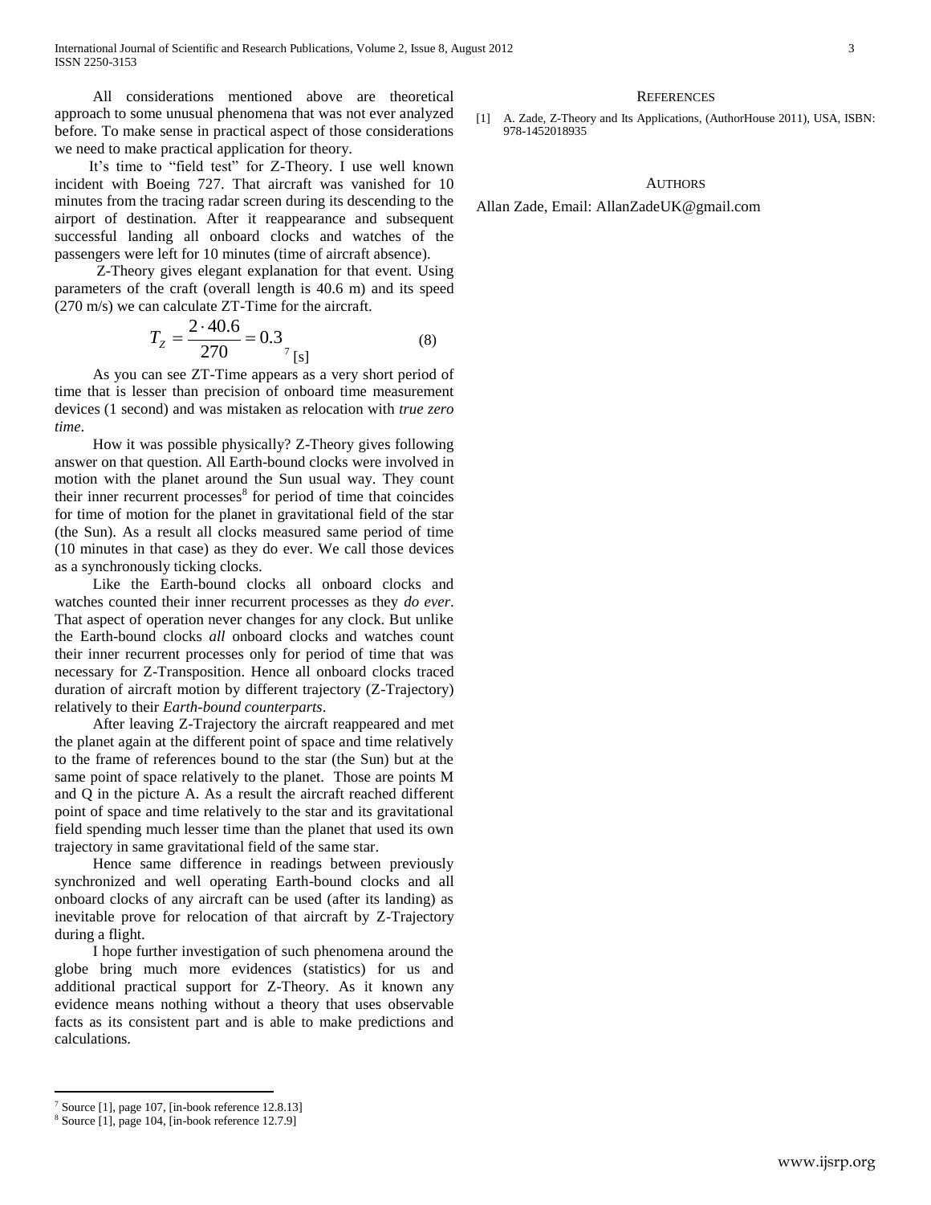All considerations mentioned above are theoretical approach to some unusual phenomena that was not ever analyzed before. To make sense in practical aspect of those considerations we need to make practical application for theory.

It's time to "field test" for Z-Theory. I use well known incident with Boeing 727. That aircraft was vanished for 10 minutes from the tracing radar screen during its descending to the airport of destination. After it reappearance and subsequent successful landing all onboard clocks and watches of the passengers were left for 10 minutes (time of aircraft absence).

Z-Theory gives elegant explanation for that event. Using parameters of the craft (overall length is 40.6 m) and its speed (270 m/s) we can calculate ZT-Time for the aircraft.

$$T_Z = \frac{2 \cdot 40.6}{270} = 0.3 \text{ [s]} \qquad (8)$$

[7]

As you can see ZT-Time appears as a very short period of time that is lesser than precision of onboard time measurement devices (1 second) and was mistaken as relocation with *true zero time*.

How it was possible physically? Z-Theory gives following answer on that question. All Earth-bound clocks were involved in motion with the planet around the Sun usual way. They count their inner recurrent processes[8] for period of time that coincides for time of motion for the planet in gravitational field of the star (the Sun). As a result all clocks measured same period of time (10 minutes in that case) as they do ever. We call those devices as a synchronously ticking clocks.

Like the Earth-bound clocks all onboard clocks and watches counted their inner recurrent processes as they *do ever*. That aspect of operation never changes for any clock. But unlike the Earth-bound clocks *all* onboard clocks and watches count their inner recurrent processes only for period of time that was necessary for Z-Transposition. Hence all onboard clocks traced duration of aircraft motion by different trajectory (Z-Trajectory) relatively to their *Earth-bound counterparts*.

After leaving Z-Trajectory the aircraft reappeared and met the planet again at the different point of space and time relatively to the frame of references bound to the star (the Sun) but at the same point of space relatively to the planet. Those are points M and Q in the picture A. As a result the aircraft reached different point of space and time relatively to the star and its gravitational field spending much lesser time than the planet that used its own trajectory in same gravitational field of the same star.

Hence same difference in readings between previously synchronized and well operating Earth-bound clocks and all onboard clocks of any aircraft can be used (after its landing) as inevitable prove for relocation of that aircraft by Z-Trajectory during a flight.

I hope further investigation of such phenomena around the globe bring much more evidences (statistics) for us and additional practical support for Z-Theory. As it known any evidence means nothing without a theory that uses observable facts as its consistent part and is able to make predictions and calculations.

## References

[1] A. Zade, Z-Theory and Its Applications, (AuthorHouse 2011), USA, ISBN: 978-1452018935

## Authors

Allan Zade, Email: AllanZadeUK@gmail.com

---

[7] Source [1], page 107, [in-book reference 12.8.13]

[8] Source [1], page 104, [in-book reference 12.7.9]